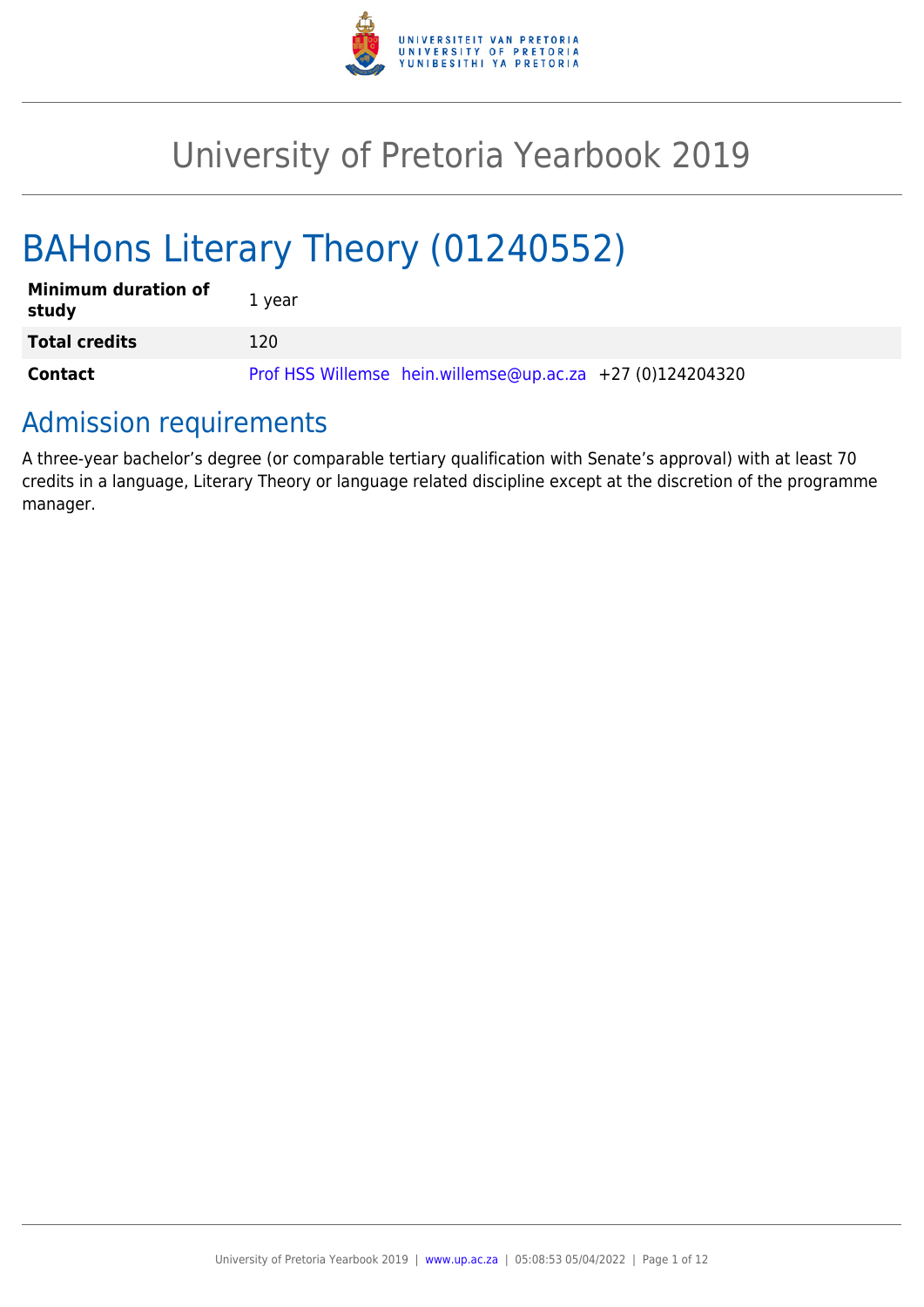# University of Pretoria Yearbook 2019

# BAHons Literary Theory (01240552)

| | |
|---|---|
| **Minimum duration of study** | 1 year |
| **Total credits** | 120 |
| **Contact** | Prof HSS Willemse hein.willemse@up.ac.za +27 (0)124204320 |

## Admission requirements

A three-year bachelor's degree (or comparable tertiary qualification with Senate's approval) with at least 70 credits in a language, Literary Theory or language related discipline except at the discretion of the programme manager.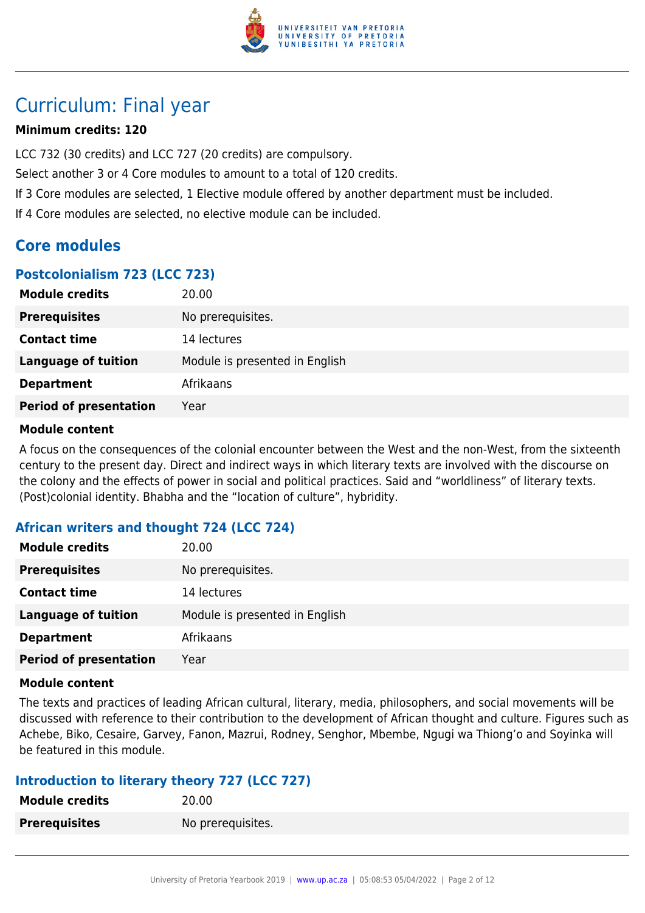# Curriculum: Final year

**Minimum credits: 120**

LCC 732 (30 credits) and LCC 727 (20 credits) are compulsory.

Select another 3 or 4 Core modules to amount to a total of 120 credits.

If 3 Core modules are selected, 1 Elective module offered by another department must be included.

If 4 Core modules are selected, no elective module can be included.

## Core modules

### Postcolonialism 723 (LCC 723)

| | |
|---|---|
| **Module credits** | 20.00 |
| **Prerequisites** | No prerequisites. |
| **Contact time** | 14 lectures |
| **Language of tuition** | Module is presented in English |
| **Department** | Afrikaans |
| **Period of presentation** | Year |

**Module content**

A focus on the consequences of the colonial encounter between the West and the non-West, from the sixteenth century to the present day. Direct and indirect ways in which literary texts are involved with the discourse on the colony and the effects of power in social and political practices. Said and "worldliness" of literary texts. (Post)colonial identity. Bhabha and the "location of culture", hybridity.

### African writers and thought 724 (LCC 724)

| | |
|---|---|
| **Module credits** | 20.00 |
| **Prerequisites** | No prerequisites. |
| **Contact time** | 14 lectures |
| **Language of tuition** | Module is presented in English |
| **Department** | Afrikaans |
| **Period of presentation** | Year |

**Module content**

The texts and practices of leading African cultural, literary, media, philosophers, and social movements will be discussed with reference to their contribution to the development of African thought and culture. Figures such as Achebe, Biko, Cesaire, Garvey, Fanon, Mazrui, Rodney, Senghor, Mbembe, Ngugi wa Thiong'o and Soyinka will be featured in this module.

### Introduction to literary theory 727 (LCC 727)

| | |
|---|---|
| **Module credits** | 20.00 |
| **Prerequisites** | No prerequisites. |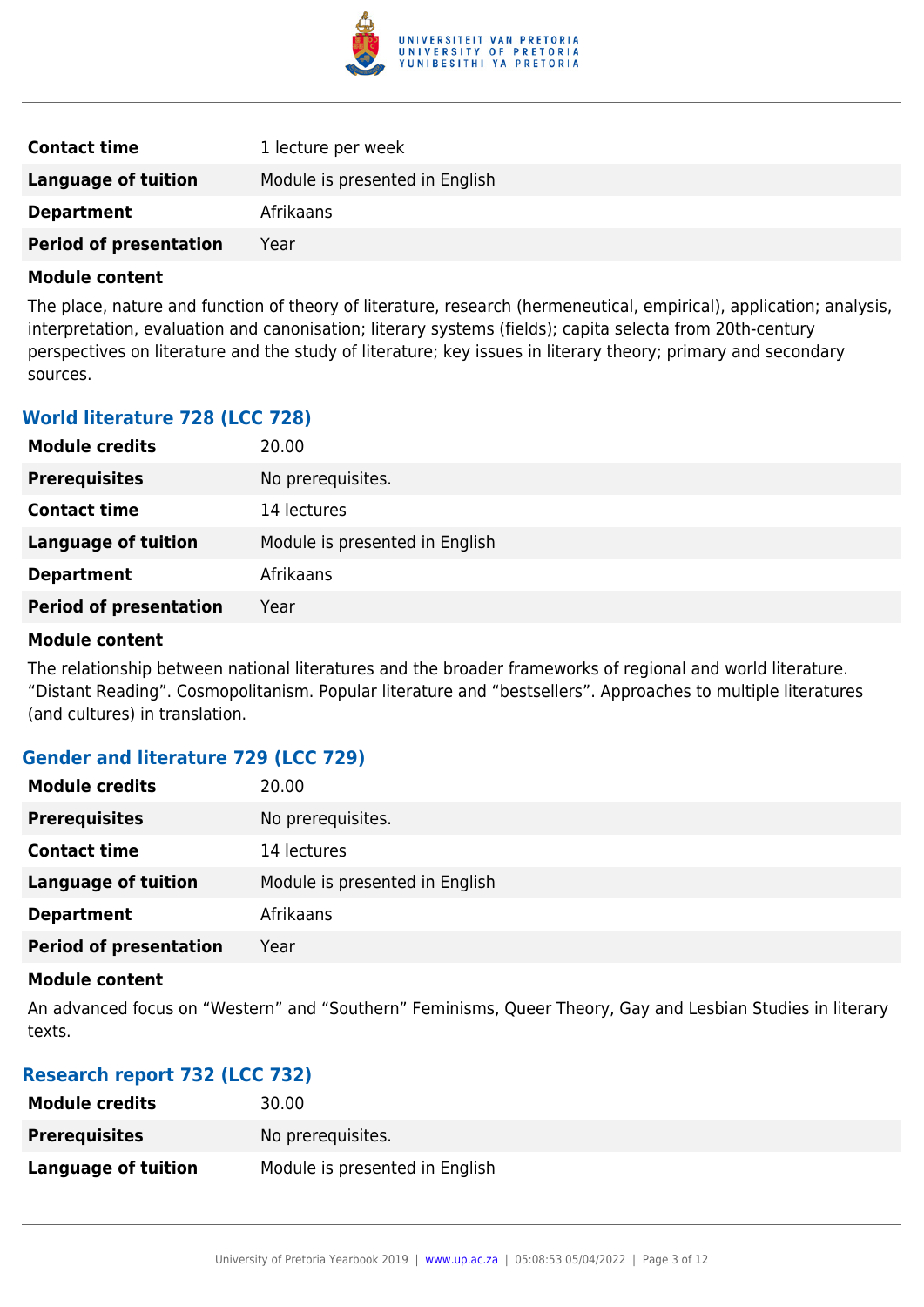| | |
|---|---|
| **Contact time** | 1 lecture per week |
| **Language of tuition** | Module is presented in English |
| **Department** | Afrikaans |
| **Period of presentation** | Year |

**Module content**

The place, nature and function of theory of literature, research (hermeneutical, empirical), application; analysis, interpretation, evaluation and canonisation; literary systems (fields); capita selecta from 20th-century perspectives on literature and the study of literature; key issues in literary theory; primary and secondary sources.

### World literature 728 (LCC 728)

| | |
|---|---|
| **Module credits** | 20.00 |
| **Prerequisites** | No prerequisites. |
| **Contact time** | 14 lectures |
| **Language of tuition** | Module is presented in English |
| **Department** | Afrikaans |
| **Period of presentation** | Year |

**Module content**

The relationship between national literatures and the broader frameworks of regional and world literature. “Distant Reading”. Cosmopolitanism. Popular literature and “bestsellers”. Approaches to multiple literatures (and cultures) in translation.

### Gender and literature 729 (LCC 729)

| | |
|---|---|
| **Module credits** | 20.00 |
| **Prerequisites** | No prerequisites. |
| **Contact time** | 14 lectures |
| **Language of tuition** | Module is presented in English |
| **Department** | Afrikaans |
| **Period of presentation** | Year |

**Module content**

An advanced focus on “Western” and “Southern” Feminisms, Queer Theory, Gay and Lesbian Studies in literary texts.

### Research report 732 (LCC 732)

| | |
|---|---|
| **Module credits** | 30.00 |
| **Prerequisites** | No prerequisites. |
| **Language of tuition** | Module is presented in English |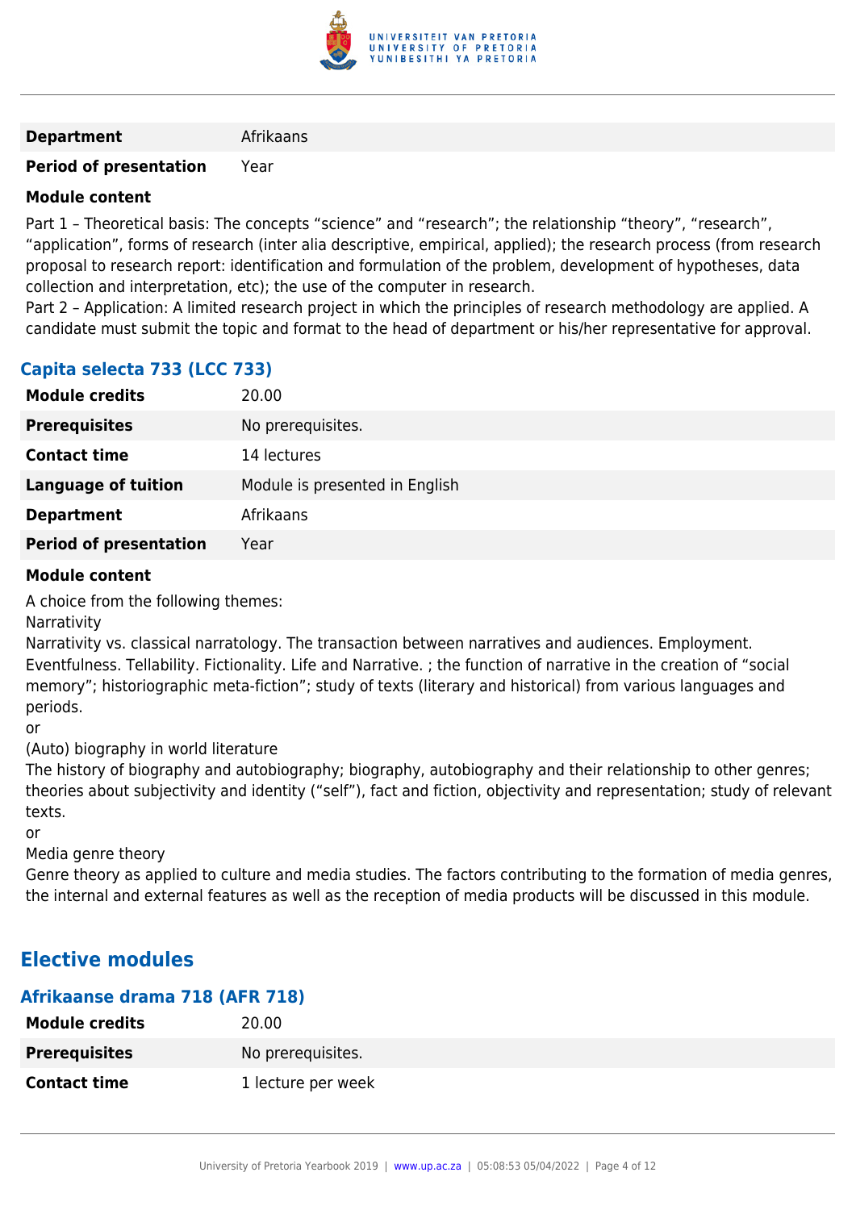| | |
|---|---|
| **Department** | Afrikaans |
| **Period of presentation** | Year |

**Module content**

Part 1 – Theoretical basis: The concepts “science” and “research”; the relationship “theory”, “research”, “application”, forms of research (inter alia descriptive, empirical, applied); the research process (from research proposal to research report: identification and formulation of the problem, development of hypotheses, data collection and interpretation, etc); the use of the computer in research.
Part 2 – Application: A limited research project in which the principles of research methodology are applied. A candidate must submit the topic and format to the head of department or his/her representative for approval.

### Capita selecta 733 (LCC 733)

| | |
|---|---|
| **Module credits** | 20.00 |
| **Prerequisites** | No prerequisites. |
| **Contact time** | 14 lectures |
| **Language of tuition** | Module is presented in English |
| **Department** | Afrikaans |
| **Period of presentation** | Year |

**Module content**

A choice from the following themes:
Narrativity
Narrativity vs. classical narratology. The transaction between narratives and audiences. Employment. Eventfulness. Tellability. Fictionality. Life and Narrative. ; the function of narrative in the creation of “social memory”; historiographic meta-fiction”; study of texts (literary and historical) from various languages and periods.
or
(Auto) biography in world literature
The history of biography and autobiography; biography, autobiography and their relationship to other genres; theories about subjectivity and identity (“self”), fact and fiction, objectivity and representation; study of relevant texts.
or
Media genre theory
Genre theory as applied to culture and media studies. The factors contributing to the formation of media genres, the internal and external features as well as the reception of media products will be discussed in this module.

## Elective modules

### Afrikaanse drama 718 (AFR 718)

| | |
|---|---|
| **Module credits** | 20.00 |
| **Prerequisites** | No prerequisites. |
| **Contact time** | 1 lecture per week |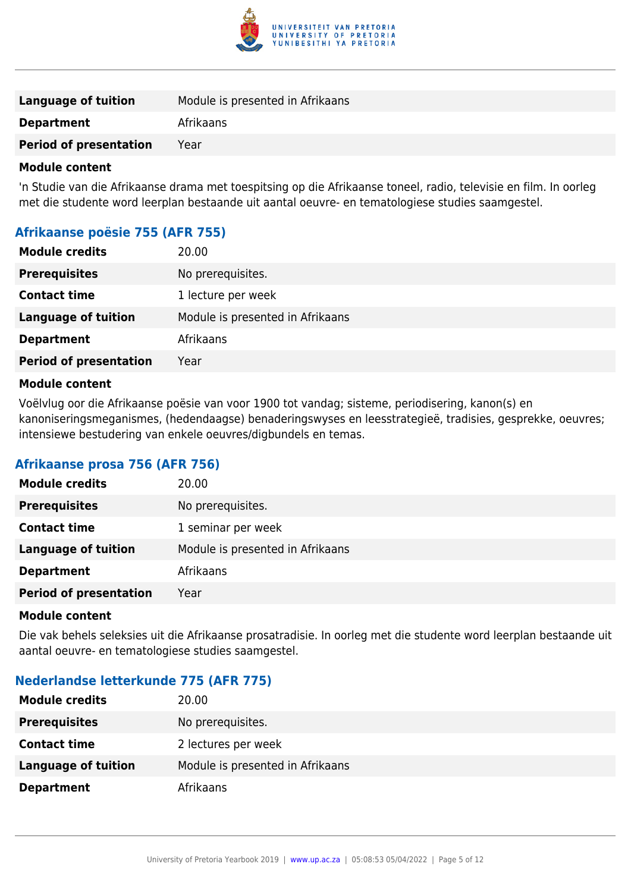| | |
|---|---|
| **Language of tuition** | Module is presented in Afrikaans |
| **Department** | Afrikaans |
| **Period of presentation** | Year |

**Module content**

'n Studie van die Afrikaanse drama met toespitsing op die Afrikaanse toneel, radio, televisie en film. In oorleg met die studente word leerplan bestaande uit aantal oeuvre- en tematologiese studies saamgestel.

### Afrikaanse poësie 755 (AFR 755)

| | |
|---|---|
| **Module credits** | 20.00 |
| **Prerequisites** | No prerequisites. |
| **Contact time** | 1 lecture per week |
| **Language of tuition** | Module is presented in Afrikaans |
| **Department** | Afrikaans |
| **Period of presentation** | Year |

**Module content**

Voëlvlug oor die Afrikaanse poësie van voor 1900 tot vandag; sisteme, periodisering, kanon(s) en kanoniseringsmeganismes, (hedendaagse) benaderingswyses en leesstrategieë, tradisies, gesprekke, oeuvres; intensiewe bestudering van enkele oeuvres/digbundels en temas.

### Afrikaanse prosa 756 (AFR 756)

| | |
|---|---|
| **Module credits** | 20.00 |
| **Prerequisites** | No prerequisites. |
| **Contact time** | 1 seminar per week |
| **Language of tuition** | Module is presented in Afrikaans |
| **Department** | Afrikaans |
| **Period of presentation** | Year |

**Module content**

Die vak behels seleksies uit die Afrikaanse prosatradisie. In oorleg met die studente word leerplan bestaande uit aantal oeuvre- en tematologiese studies saamgestel.

### Nederlandse letterkunde 775 (AFR 775)

| | |
|---|---|
| **Module credits** | 20.00 |
| **Prerequisites** | No prerequisites. |
| **Contact time** | 2 lectures per week |
| **Language of tuition** | Module is presented in Afrikaans |
| **Department** | Afrikaans |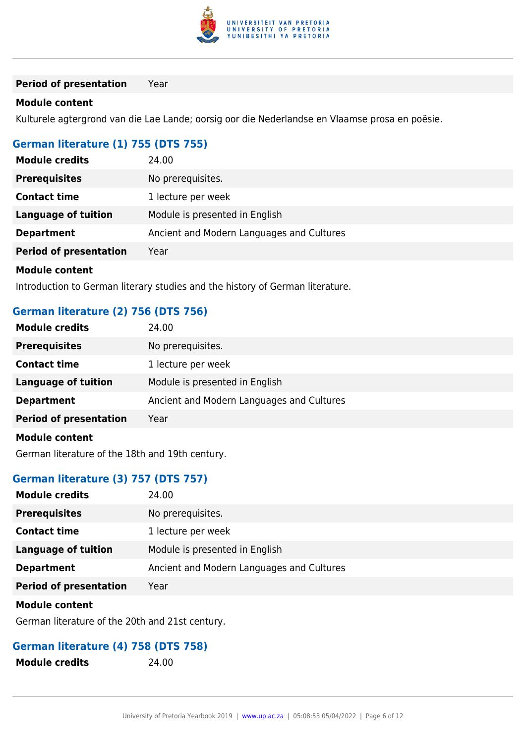| | |
|---|---|
| **Period of presentation** | Year |

**Module content**

Kulturele agtergrond van die Lae Lande; oorsig oor die Nederlandse en Vlaamse prosa en poësie.

### German literature (1) 755 (DTS 755)

| | |
|---|---|
| **Module credits** | 24.00 |
| **Prerequisites** | No prerequisites. |
| **Contact time** | 1 lecture per week |
| **Language of tuition** | Module is presented in English |
| **Department** | Ancient and Modern Languages and Cultures |
| **Period of presentation** | Year |

**Module content**

Introduction to German literary studies and the history of German literature.

### German literature (2) 756 (DTS 756)

| | |
|---|---|
| **Module credits** | 24.00 |
| **Prerequisites** | No prerequisites. |
| **Contact time** | 1 lecture per week |
| **Language of tuition** | Module is presented in English |
| **Department** | Ancient and Modern Languages and Cultures |
| **Period of presentation** | Year |

**Module content**

German literature of the 18th and 19th century.

### German literature (3) 757 (DTS 757)

| | |
|---|---|
| **Module credits** | 24.00 |
| **Prerequisites** | No prerequisites. |
| **Contact time** | 1 lecture per week |
| **Language of tuition** | Module is presented in English |
| **Department** | Ancient and Modern Languages and Cultures |
| **Period of presentation** | Year |

**Module content**

German literature of the 20th and 21st century.

### German literature (4) 758 (DTS 758)

| | |
|---|---|
| **Module credits** | 24.00 |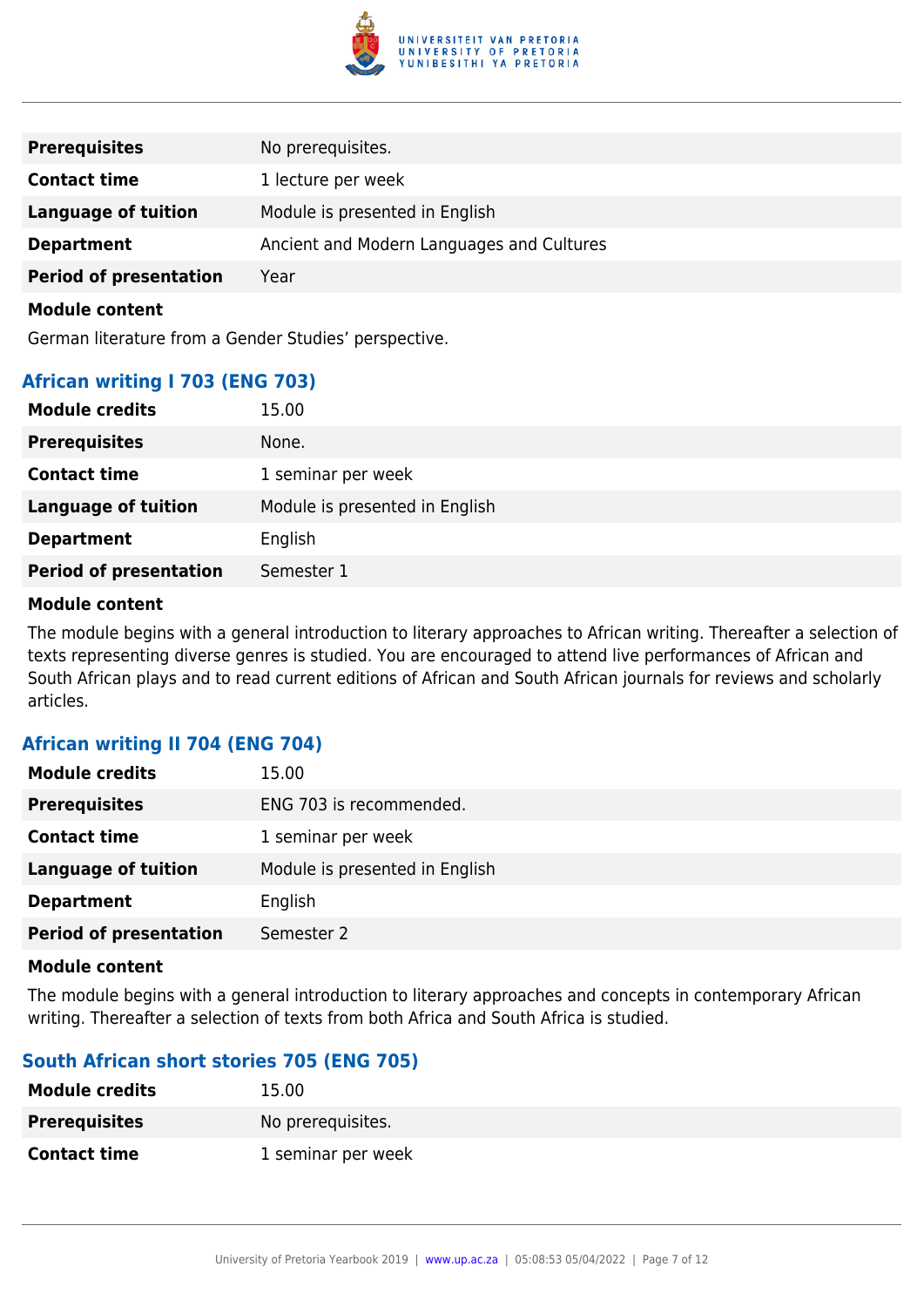| | |
|---|---|
| **Prerequisites** | No prerequisites. |
| **Contact time** | 1 lecture per week |
| **Language of tuition** | Module is presented in English |
| **Department** | Ancient and Modern Languages and Cultures |
| **Period of presentation** | Year |

**Module content**

German literature from a Gender Studies' perspective.

### African writing I 703 (ENG 703)

| | |
|---|---|
| **Module credits** | 15.00 |
| **Prerequisites** | None. |
| **Contact time** | 1 seminar per week |
| **Language of tuition** | Module is presented in English |
| **Department** | English |
| **Period of presentation** | Semester 1 |

**Module content**

The module begins with a general introduction to literary approaches to African writing. Thereafter a selection of texts representing diverse genres is studied. You are encouraged to attend live performances of African and South African plays and to read current editions of African and South African journals for reviews and scholarly articles.

### African writing II 704 (ENG 704)

| | |
|---|---|
| **Module credits** | 15.00 |
| **Prerequisites** | ENG 703 is recommended. |
| **Contact time** | 1 seminar per week |
| **Language of tuition** | Module is presented in English |
| **Department** | English |
| **Period of presentation** | Semester 2 |

**Module content**

The module begins with a general introduction to literary approaches and concepts in contemporary African writing. Thereafter a selection of texts from both Africa and South Africa is studied.

### South African short stories 705 (ENG 705)

| | |
|---|---|
| **Module credits** | 15.00 |
| **Prerequisites** | No prerequisites. |
| **Contact time** | 1 seminar per week |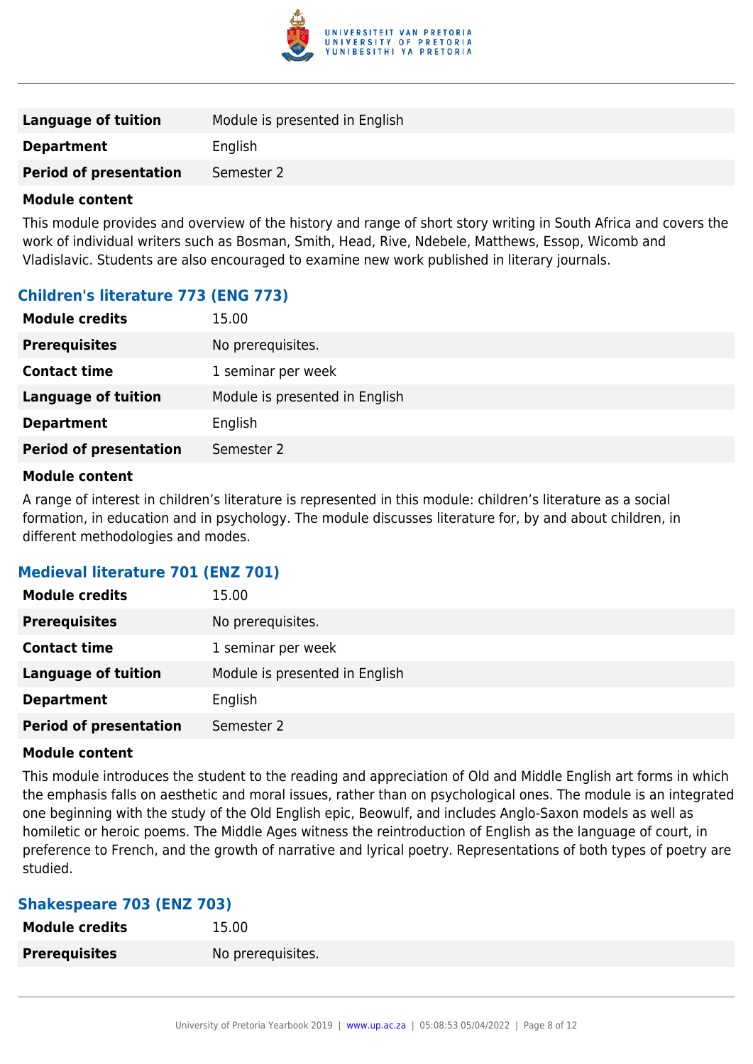| | |
|---|---|
| **Language of tuition** | Module is presented in English |
| **Department** | English |
| **Period of presentation** | Semester 2 |

**Module content**

This module provides and overview of the history and range of short story writing in South Africa and covers the work of individual writers such as Bosman, Smith, Head, Rive, Ndebele, Matthews, Essop, Wicomb and Vladislavic. Students are also encouraged to examine new work published in literary journals.

### Children's literature 773 (ENG 773)

| | |
|---|---|
| **Module credits** | 15.00 |
| **Prerequisites** | No prerequisites. |
| **Contact time** | 1 seminar per week |
| **Language of tuition** | Module is presented in English |
| **Department** | English |
| **Period of presentation** | Semester 2 |

**Module content**

A range of interest in children's literature is represented in this module: children's literature as a social formation, in education and in psychology. The module discusses literature for, by and about children, in different methodologies and modes.

### Medieval literature 701 (ENZ 701)

| | |
|---|---|
| **Module credits** | 15.00 |
| **Prerequisites** | No prerequisites. |
| **Contact time** | 1 seminar per week |
| **Language of tuition** | Module is presented in English |
| **Department** | English |
| **Period of presentation** | Semester 2 |

**Module content**

This module introduces the student to the reading and appreciation of Old and Middle English art forms in which the emphasis falls on aesthetic and moral issues, rather than on psychological ones. The module is an integrated one beginning with the study of the Old English epic, Beowulf, and includes Anglo-Saxon models as well as homiletic or heroic poems. The Middle Ages witness the reintroduction of English as the language of court, in preference to French, and the growth of narrative and lyrical poetry. Representations of both types of poetry are studied.

### Shakespeare 703 (ENZ 703)

| | |
|---|---|
| **Module credits** | 15.00 |
| **Prerequisites** | No prerequisites. |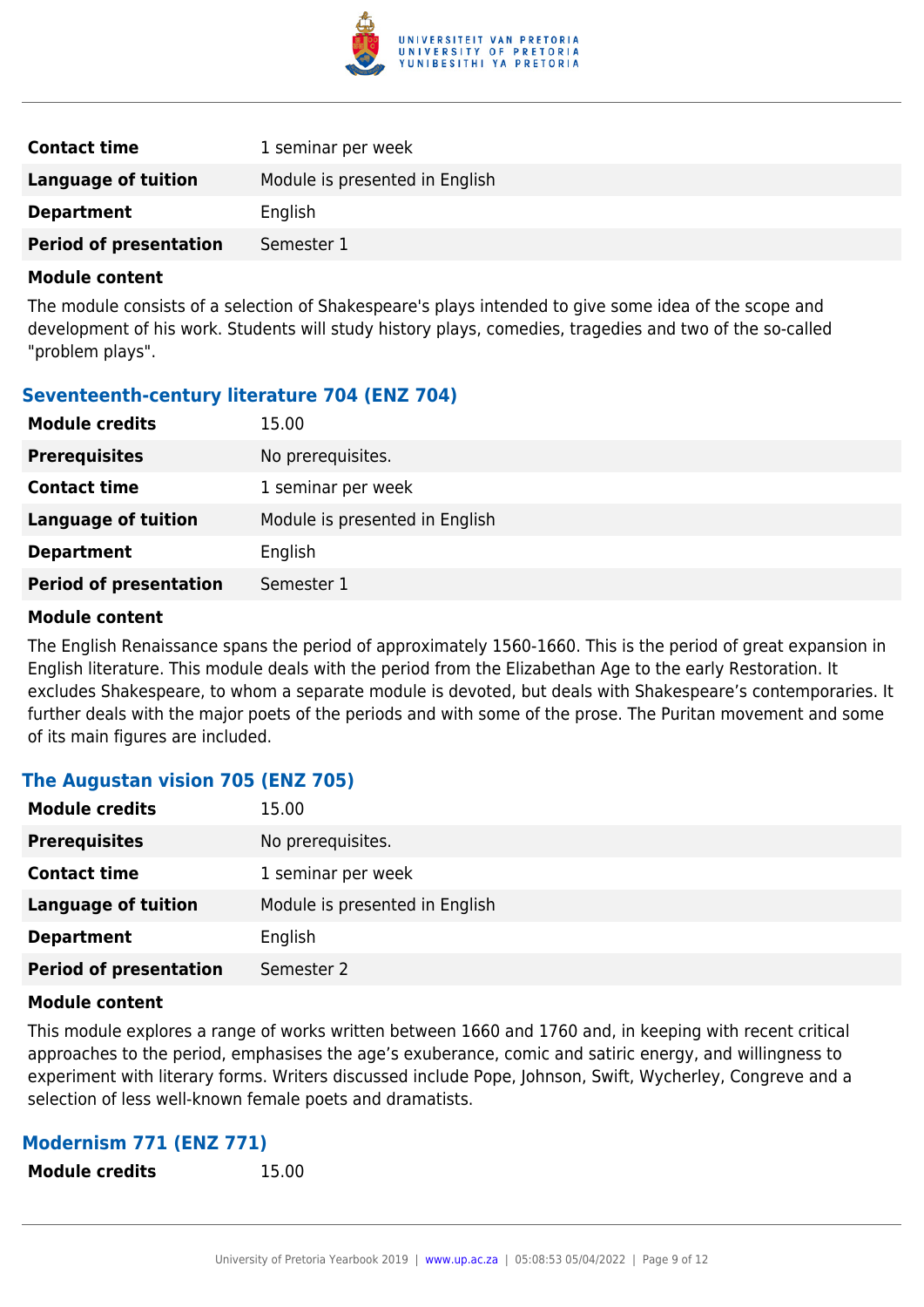| | |
|---|---|
| **Contact time** | 1 seminar per week |
| **Language of tuition** | Module is presented in English |
| **Department** | English |
| **Period of presentation** | Semester 1 |

**Module content**

The module consists of a selection of Shakespeare's plays intended to give some idea of the scope and development of his work. Students will study history plays, comedies, tragedies and two of the so-called "problem plays".

### Seventeenth-century literature 704 (ENZ 704)

| | |
|---|---|
| **Module credits** | 15.00 |
| **Prerequisites** | No prerequisites. |
| **Contact time** | 1 seminar per week |
| **Language of tuition** | Module is presented in English |
| **Department** | English |
| **Period of presentation** | Semester 1 |

**Module content**

The English Renaissance spans the period of approximately 1560-1660. This is the period of great expansion in English literature. This module deals with the period from the Elizabethan Age to the early Restoration. It excludes Shakespeare, to whom a separate module is devoted, but deals with Shakespeare's contemporaries. It further deals with the major poets of the periods and with some of the prose. The Puritan movement and some of its main figures are included.

### The Augustan vision 705 (ENZ 705)

| | |
|---|---|
| **Module credits** | 15.00 |
| **Prerequisites** | No prerequisites. |
| **Contact time** | 1 seminar per week |
| **Language of tuition** | Module is presented in English |
| **Department** | English |
| **Period of presentation** | Semester 2 |

**Module content**

This module explores a range of works written between 1660 and 1760 and, in keeping with recent critical approaches to the period, emphasises the age's exuberance, comic and satiric energy, and willingness to experiment with literary forms. Writers discussed include Pope, Johnson, Swift, Wycherley, Congreve and a selection of less well-known female poets and dramatists.

### Modernism 771 (ENZ 771)

| | |
|---|---|
| **Module credits** | 15.00 |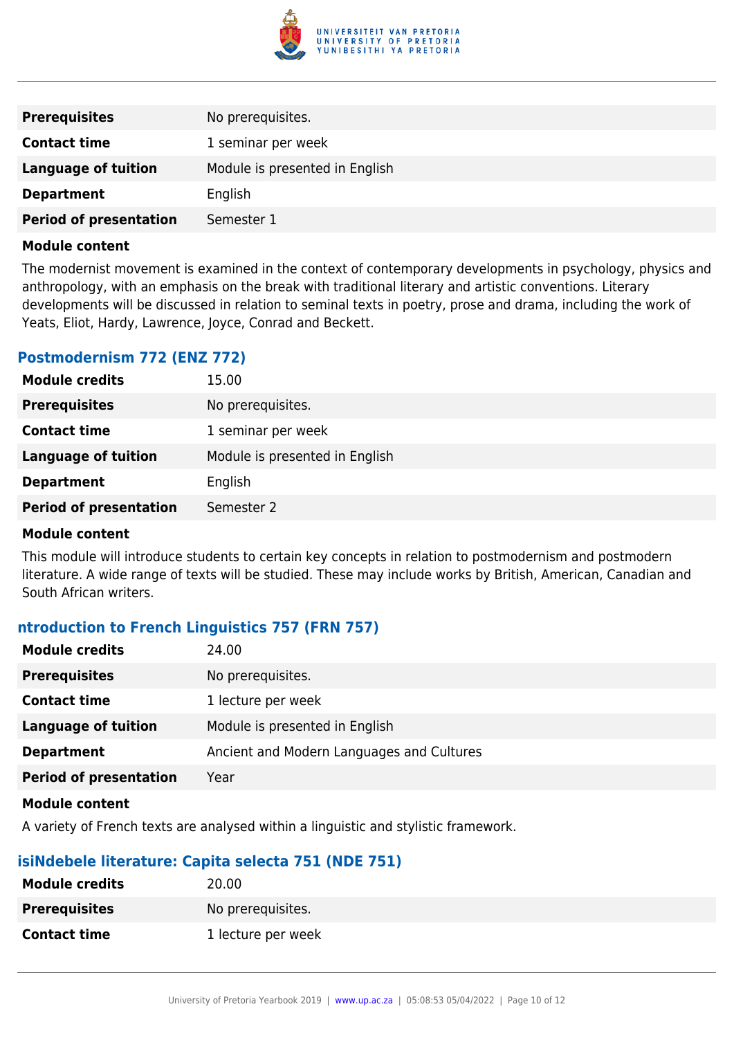| | |
|---|---|
| **Prerequisites** | No prerequisites. |
| **Contact time** | 1 seminar per week |
| **Language of tuition** | Module is presented in English |
| **Department** | English |
| **Period of presentation** | Semester 1 |

**Module content**

The modernist movement is examined in the context of contemporary developments in psychology, physics and anthropology, with an emphasis on the break with traditional literary and artistic conventions. Literary developments will be discussed in relation to seminal texts in poetry, prose and drama, including the work of Yeats, Eliot, Hardy, Lawrence, Joyce, Conrad and Beckett.

### Postmodernism 772 (ENZ 772)

| | |
|---|---|
| **Module credits** | 15.00 |
| **Prerequisites** | No prerequisites. |
| **Contact time** | 1 seminar per week |
| **Language of tuition** | Module is presented in English |
| **Department** | English |
| **Period of presentation** | Semester 2 |

**Module content**

This module will introduce students to certain key concepts in relation to postmodernism and postmodern literature. A wide range of texts will be studied. These may include works by British, American, Canadian and South African writers.

### ntroduction to French Linguistics 757 (FRN 757)

| | |
|---|---|
| **Module credits** | 24.00 |
| **Prerequisites** | No prerequisites. |
| **Contact time** | 1 lecture per week |
| **Language of tuition** | Module is presented in English |
| **Department** | Ancient and Modern Languages and Cultures |
| **Period of presentation** | Year |

**Module content**

A variety of French texts are analysed within a linguistic and stylistic framework.

### isiNdebele literature: Capita selecta 751 (NDE 751)

| | |
|---|---|
| **Module credits** | 20.00 |
| **Prerequisites** | No prerequisites. |
| **Contact time** | 1 lecture per week |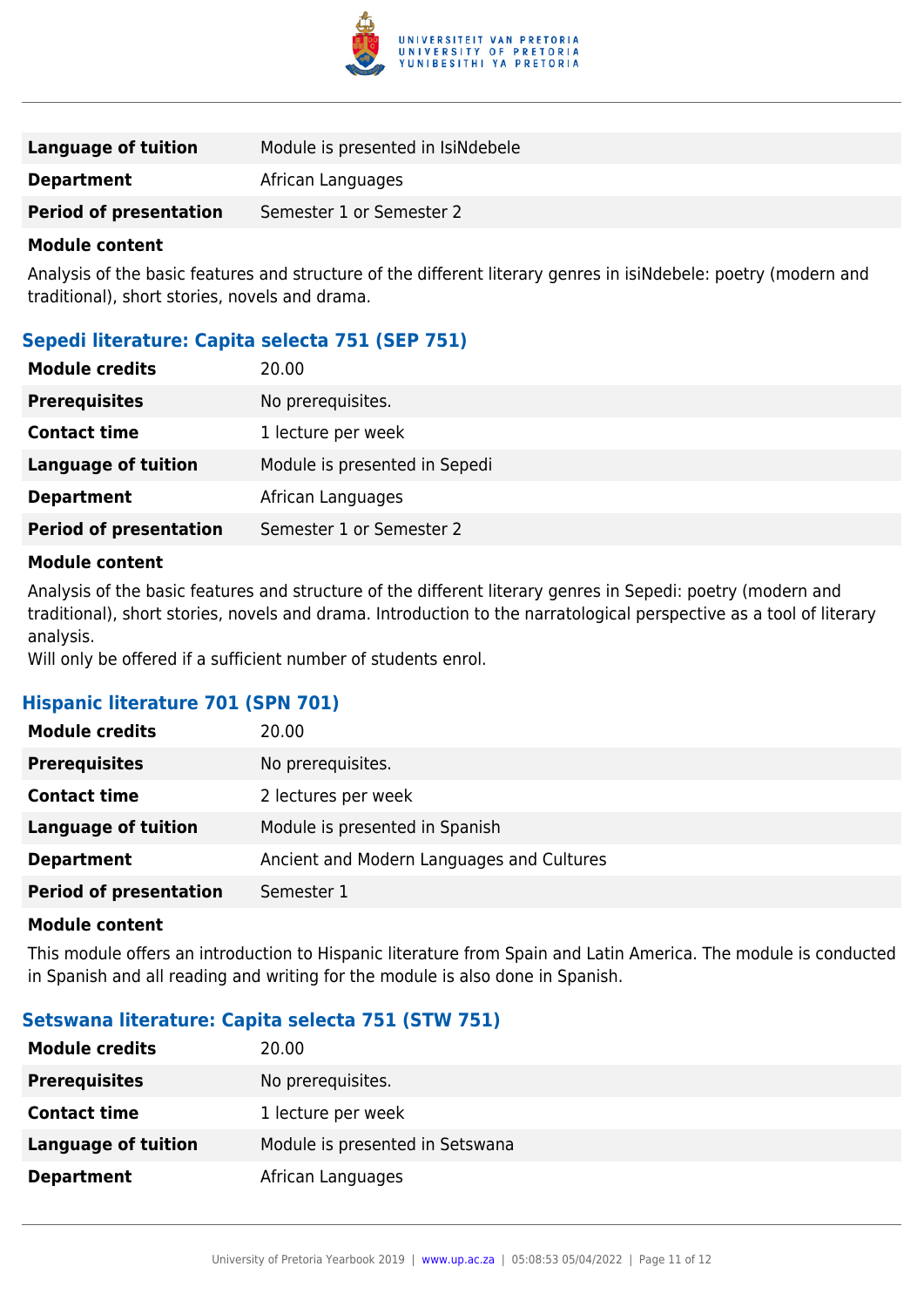| | |
|---|---|
| **Language of tuition** | Module is presented in IsiNdebele |
| **Department** | African Languages |
| **Period of presentation** | Semester 1 or Semester 2 |

**Module content**

Analysis of the basic features and structure of the different literary genres in isiNdebele: poetry (modern and traditional), short stories, novels and drama.

### Sepedi literature: Capita selecta 751 (SEP 751)

| | |
|---|---|
| **Module credits** | 20.00 |
| **Prerequisites** | No prerequisites. |
| **Contact time** | 1 lecture per week |
| **Language of tuition** | Module is presented in Sepedi |
| **Department** | African Languages |
| **Period of presentation** | Semester 1 or Semester 2 |

**Module content**

Analysis of the basic features and structure of the different literary genres in Sepedi: poetry (modern and traditional), short stories, novels and drama. Introduction to the narratological perspective as a tool of literary analysis.
Will only be offered if a sufficient number of students enrol.

### Hispanic literature 701 (SPN 701)

| | |
|---|---|
| **Module credits** | 20.00 |
| **Prerequisites** | No prerequisites. |
| **Contact time** | 2 lectures per week |
| **Language of tuition** | Module is presented in Spanish |
| **Department** | Ancient and Modern Languages and Cultures |
| **Period of presentation** | Semester 1 |

**Module content**

This module offers an introduction to Hispanic literature from Spain and Latin America. The module is conducted in Spanish and all reading and writing for the module is also done in Spanish.

### Setswana literature: Capita selecta 751 (STW 751)

| | |
|---|---|
| **Module credits** | 20.00 |
| **Prerequisites** | No prerequisites. |
| **Contact time** | 1 lecture per week |
| **Language of tuition** | Module is presented in Setswana |
| **Department** | African Languages |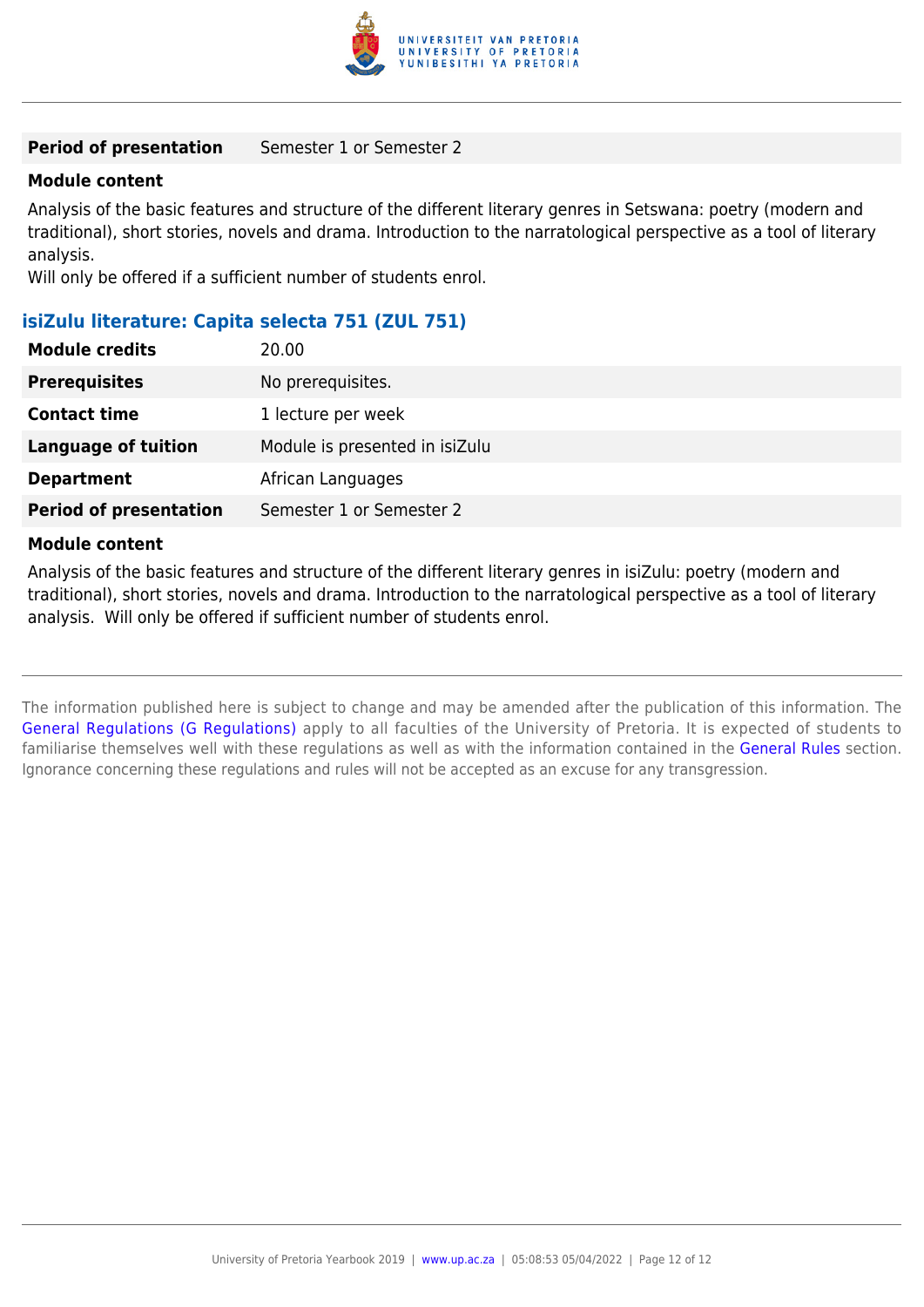| | |
|---|---|
| **Period of presentation** | Semester 1 or Semester 2 |

**Module content**

Analysis of the basic features and structure of the different literary genres in Setswana: poetry (modern and traditional), short stories, novels and drama. Introduction to the narratological perspective as a tool of literary analysis.
Will only be offered if a sufficient number of students enrol.

### isiZulu literature: Capita selecta 751 (ZUL 751)

| | |
|---|---|
| **Module credits** | 20.00 |
| **Prerequisites** | No prerequisites. |
| **Contact time** | 1 lecture per week |
| **Language of tuition** | Module is presented in isiZulu |
| **Department** | African Languages |
| **Period of presentation** | Semester 1 or Semester 2 |

**Module content**

Analysis of the basic features and structure of the different literary genres in isiZulu: poetry (modern and traditional), short stories, novels and drama. Introduction to the narratological perspective as a tool of literary analysis.  Will only be offered if sufficient number of students enrol.

---

The information published here is subject to change and may be amended after the publication of this information. The General Regulations (G Regulations) apply to all faculties of the University of Pretoria. It is expected of students to familiarise themselves well with these regulations as well as with the information contained in the General Rules section. Ignorance concerning these regulations and rules will not be accepted as an excuse for any transgression.